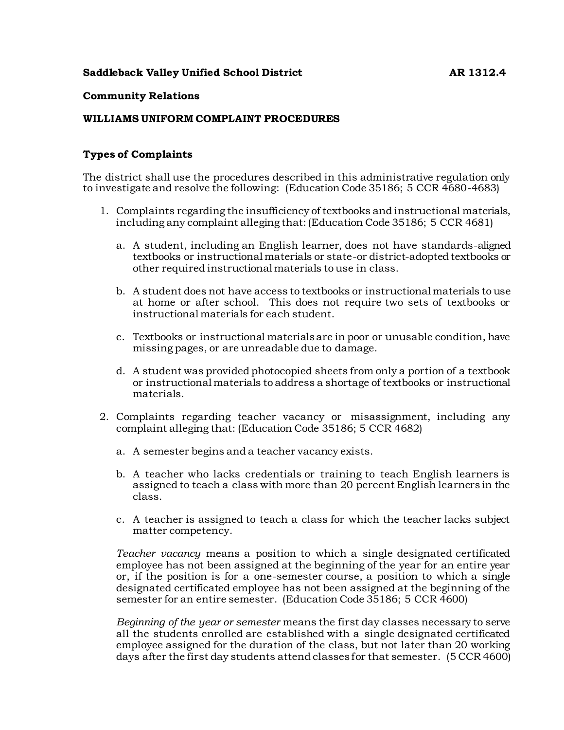**Saddleback Valley Unified School District** **AR 1312.4**

**Community Relations**

**WILLIAMS UNIFORM COMPLAINT PROCEDURES**

## Types of Complaints

The district shall use the procedures described in this administrative regulation only to investigate and resolve the following: (Education Code 35186; 5 CCR 4680-4683)

1. Complaints regarding the insufficiency of textbooks and instructional materials, including any complaint alleging that: (Education Code 35186; 5 CCR 4681)

   a. A student, including an English learner, does not have standards-aligned textbooks or instructional materials or state-or district-adopted textbooks or other required instructional materials to use in class.

   b. A student does not have access to textbooks or instructional materials to use at home or after school. This does not require two sets of textbooks or instructional materials for each student.

   c. Textbooks or instructional materials are in poor or unusable condition, have missing pages, or are unreadable due to damage.

   d. A student was provided photocopied sheets from only a portion of a textbook or instructional materials to address a shortage of textbooks or instructional materials.

2. Complaints regarding teacher vacancy or misassignment, including any complaint alleging that: (Education Code 35186; 5 CCR 4682)

   a. A semester begins and a teacher vacancy exists.

   b. A teacher who lacks credentials or training to teach English learners is assigned to teach a class with more than 20 percent English learners in the class.

   c. A teacher is assigned to teach a class for which the teacher lacks subject matter competency.

   *Teacher vacancy* means a position to which a single designated certificated employee has not been assigned at the beginning of the year for an entire year or, if the position is for a one-semester course, a position to which a single designated certificated employee has not been assigned at the beginning of the semester for an entire semester. (Education Code 35186; 5 CCR 4600)

   *Beginning of the year or semester* means the first day classes necessary to serve all the students enrolled are established with a single designated certificated employee assigned for the duration of the class, but not later than 20 working days after the first day students attend classes for that semester. (5 CCR 4600)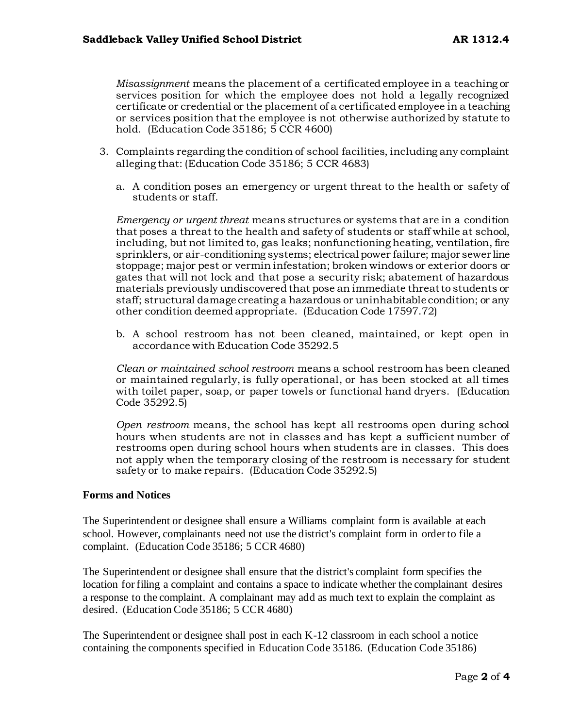*Misassignment* means the placement of a certificated employee in a teaching or services position for which the employee does not hold a legally recognized certificate or credential or the placement of a certificated employee in a teaching or services position that the employee is not otherwise authorized by statute to hold. (Education Code 35186; 5 CCR 4600)

3. Complaints regarding the condition of school facilities, including any complaint alleging that: (Education Code 35186; 5 CCR 4683)

   a. A condition poses an emergency or urgent threat to the health or safety of students or staff.

   *Emergency or urgent threat* means structures or systems that are in a condition that poses a threat to the health and safety of students or staff while at school, including, but not limited to, gas leaks; nonfunctioning heating, ventilation, fire sprinklers, or air-conditioning systems; electrical power failure; major sewer line stoppage; major pest or vermin infestation; broken windows or exterior doors or gates that will not lock and that pose a security risk; abatement of hazardous materials previously undiscovered that pose an immediate threat to students or staff; structural damage creating a hazardous or uninhabitable condition; or any other condition deemed appropriate. (Education Code 17597.72)

   b. A school restroom has not been cleaned, maintained, or kept open in accordance with Education Code 35292.5

   *Clean or maintained school restroom* means a school restroom has been cleaned or maintained regularly, is fully operational, or has been stocked at all times with toilet paper, soap, or paper towels or functional hand dryers. (Education Code 35292.5)

   *Open restroom* means, the school has kept all restrooms open during school hours when students are not in classes and has kept a sufficient number of restrooms open during school hours when students are in classes. This does not apply when the temporary closing of the restroom is necessary for student safety or to make repairs. (Education Code 35292.5)

**Forms and Notices**

The Superintendent or designee shall ensure a Williams complaint form is available at each school. However, complainants need not use the district's complaint form in order to file a complaint. (Education Code 35186; 5 CCR 4680)

The Superintendent or designee shall ensure that the district's complaint form specifies the location for filing a complaint and contains a space to indicate whether the complainant desires a response to the complaint. A complainant may add as much text to explain the complaint as desired. (Education Code 35186; 5 CCR 4680)

The Superintendent or designee shall post in each K-12 classroom in each school a notice containing the components specified in Education Code 35186. (Education Code 35186)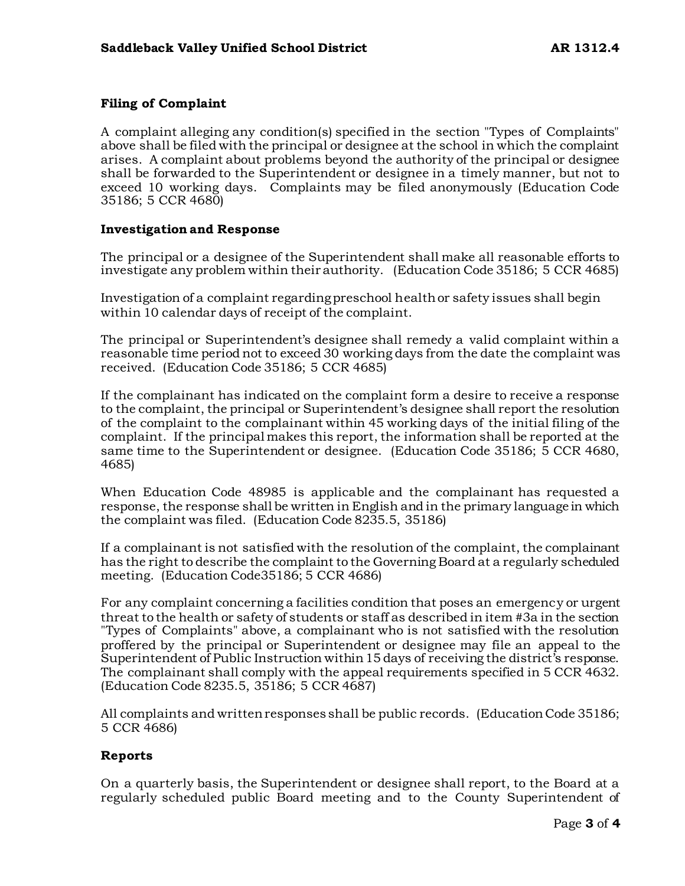### Filing of Complaint

A complaint alleging any condition(s) specified in the section "Types of Complaints" above shall be filed with the principal or designee at the school in which the complaint arises. A complaint about problems beyond the authority of the principal or designee shall be forwarded to the Superintendent or designee in a timely manner, but not to exceed 10 working days. Complaints may be filed anonymously (Education Code 35186; 5 CCR 4680)

### Investigation and Response

The principal or a designee of the Superintendent shall make all reasonable efforts to investigate any problem within their authority. (Education Code 35186; 5 CCR 4685)

Investigation of a complaint regarding preschool health or safety issues shall begin within 10 calendar days of receipt of the complaint.

The principal or Superintendent's designee shall remedy a valid complaint within a reasonable time period not to exceed 30 working days from the date the complaint was received. (Education Code 35186; 5 CCR 4685)

If the complainant has indicated on the complaint form a desire to receive a response to the complaint, the principal or Superintendent's designee shall report the resolution of the complaint to the complainant within 45 working days of the initial filing of the complaint. If the principal makes this report, the information shall be reported at the same time to the Superintendent or designee. (Education Code 35186; 5 CCR 4680, 4685)

When Education Code 48985 is applicable and the complainant has requested a response, the response shall be written in English and in the primary language in which the complaint was filed. (Education Code 8235.5, 35186)

If a complainant is not satisfied with the resolution of the complaint, the complainant has the right to describe the complaint to the Governing Board at a regularly scheduled meeting. (Education Code35186; 5 CCR 4686)

For any complaint concerning a facilities condition that poses an emergency or urgent threat to the health or safety of students or staff as described in item #3a in the section "Types of Complaints" above, a complainant who is not satisfied with the resolution proffered by the principal or Superintendent or designee may file an appeal to the Superintendent of Public Instruction within 15 days of receiving the district's response. The complainant shall comply with the appeal requirements specified in 5 CCR 4632. (Education Code 8235.5, 35186; 5 CCR 4687)

All complaints and written responses shall be public records. (Education Code 35186; 5 CCR 4686)

### Reports

On a quarterly basis, the Superintendent or designee shall report, to the Board at a regularly scheduled public Board meeting and to the County Superintendent of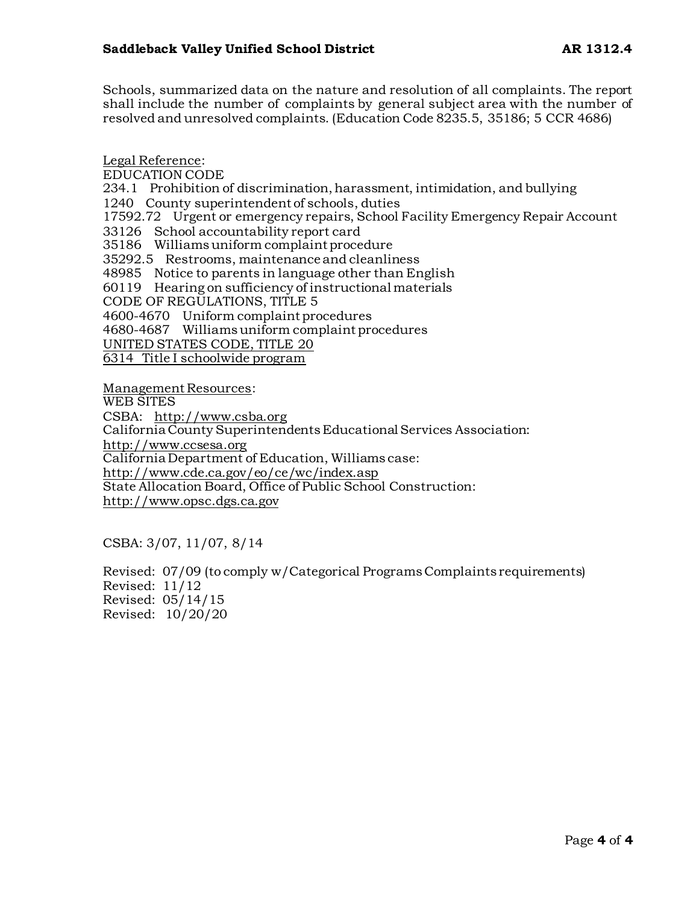Schools, summarized data on the nature and resolution of all complaints. The report shall include the number of complaints by general subject area with the number of resolved and unresolved complaints. (Education Code 8235.5, 35186; 5 CCR 4686)

Legal Reference:
EDUCATION CODE
234.1 Prohibition of discrimination, harassment, intimidation, and bullying
1240 County superintendent of schools, duties
17592.72 Urgent or emergency repairs, School Facility Emergency Repair Account
33126 School accountability report card
35186 Williams uniform complaint procedure
35292.5 Restrooms, maintenance and cleanliness
48985 Notice to parents in language other than English
60119 Hearing on sufficiency of instructional materials
CODE OF REGULATIONS, TITLE 5
4600-4670 Uniform complaint procedures
4680-4687 Williams uniform complaint procedures
UNITED STATES CODE, TITLE 20
6314 Title I schoolwide program

Management Resources:
WEB SITES
CSBA: http://www.csba.org
California County Superintendents Educational Services Association: http://www.ccsesa.org
California Department of Education, Williams case: http://www.cde.ca.gov/eo/ce/wc/index.asp
State Allocation Board, Office of Public School Construction: http://www.opsc.dgs.ca.gov

CSBA: 3/07, 11/07, 8/14

Revised: 07/09 (to comply w/Categorical Programs Complaints requirements)
Revised: 11/12
Revised: 05/14/15
Revised: 10/20/20